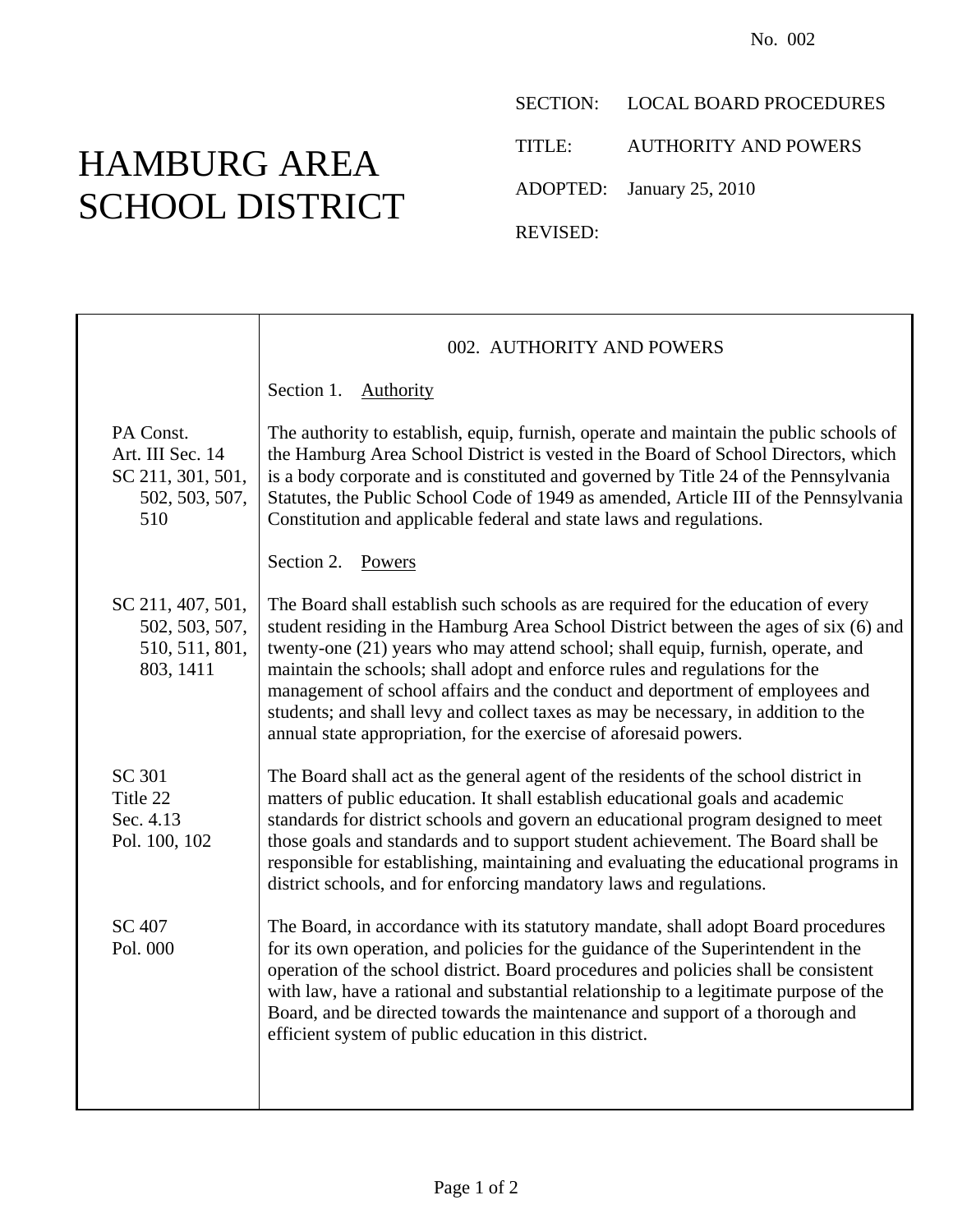No. 002

# HAMBURG AREA SCHOOL DISTRICT

SECTION: LOCAL BOARD PROCEDURES

TITLE: AUTHORITY AND POWERS

ADOPTED: January 25, 2010

REVISED:

## 002. AUTHORITY AND POWERS

Section 1. Authority

*PA Const. Art. III Sec. 14; SC 211, 301, 501, 502, 503, 507, 510*

The authority to establish, equip, furnish, operate and maintain the public schools of the Hamburg Area School District is vested in the Board of School Directors, which is a body corporate and is constituted and governed by Title 24 of the Pennsylvania Statutes, the Public School Code of 1949 as amended, Article III of the Pennsylvania Constitution and applicable federal and state laws and regulations.

Section 2. Powers

*SC 211, 407, 501, 502, 503, 507, 510, 511, 801, 803, 1411*

The Board shall establish such schools as are required for the education of every student residing in the Hamburg Area School District between the ages of six (6) and twenty-one (21) years who may attend school; shall equip, furnish, operate, and maintain the schools; shall adopt and enforce rules and regulations for the management of school affairs and the conduct and deportment of employees and students; and shall levy and collect taxes as may be necessary, in addition to the annual state appropriation, for the exercise of aforesaid powers.

*SC 301; Title 22 Sec. 4.13; Pol. 100, 102*

The Board shall act as the general agent of the residents of the school district in matters of public education. It shall establish educational goals and academic standards for district schools and govern an educational program designed to meet those goals and standards and to support student achievement. The Board shall be responsible for establishing, maintaining and evaluating the educational programs in district schools, and for enforcing mandatory laws and regulations.

*SC 407; Pol. 000*

The Board, in accordance with its statutory mandate, shall adopt Board procedures for its own operation, and policies for the guidance of the Superintendent in the operation of the school district. Board procedures and policies shall be consistent with law, have a rational and substantial relationship to a legitimate purpose of the Board, and be directed towards the maintenance and support of a thorough and efficient system of public education in this district.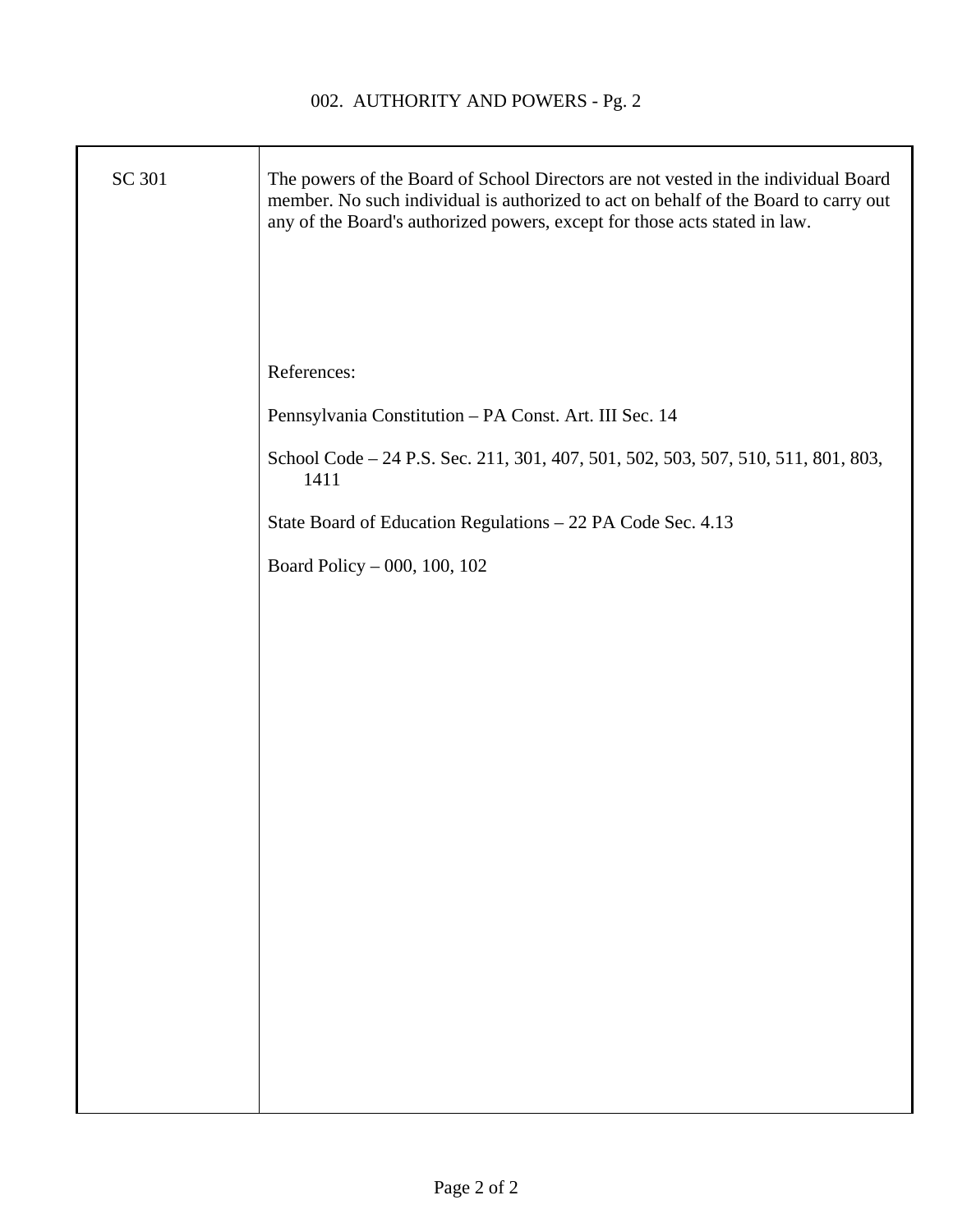| | |
|---|---|
| SC 301 | The powers of the Board of School Directors are not vested in the individual Board member. No such individual is authorized to act on behalf of the Board to carry out any of the Board's authorized powers, except for those acts stated in law. |

References:

Pennsylvania Constitution – PA Const. Art. III Sec. 14

School Code – 24 P.S. Sec. 211, 301, 407, 501, 502, 503, 507, 510, 511, 801, 803, 1411

State Board of Education Regulations – 22 PA Code Sec. 4.13

Board Policy – 000, 100, 102